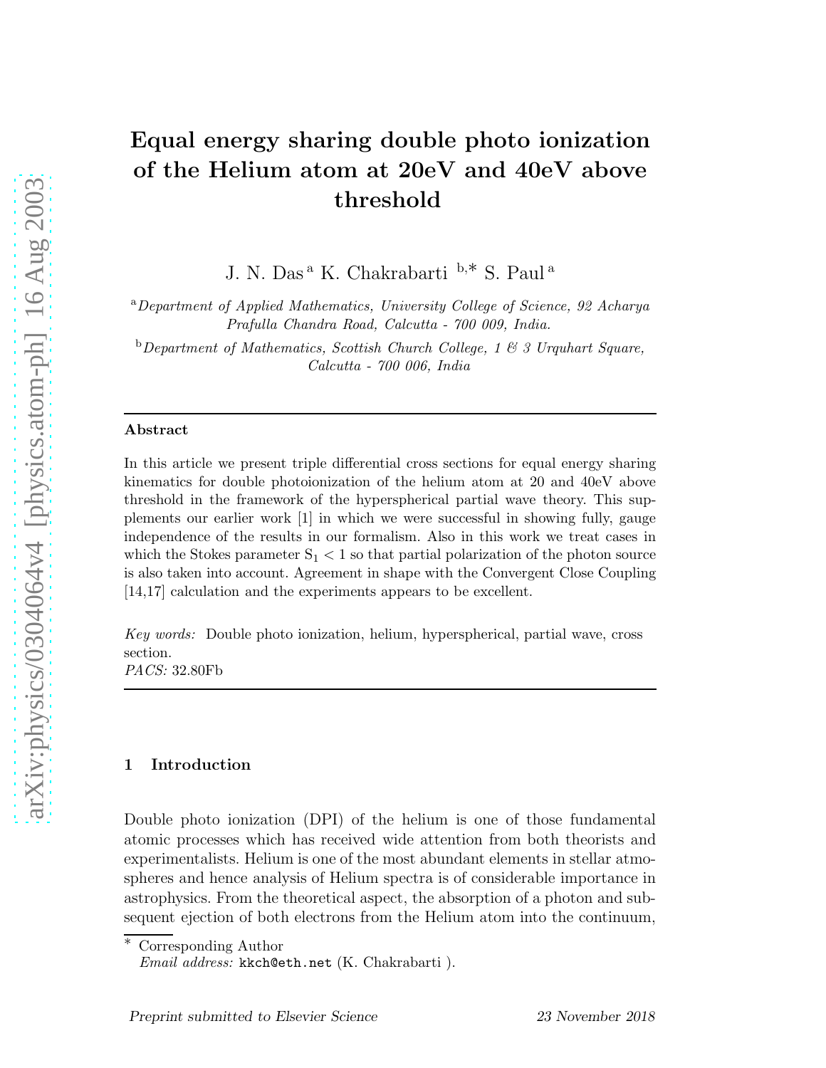# Equal energy sharing double photo ionization of the Helium atom at 20eV and 40eV above threshold

J. N. Das [a] K. Chakrabarti [b,*] S. Paul [a]

[a] *Department of Applied Mathematics, University College of Science, 92 Acharya Prafulla Chandra Road, Calcutta - 700 009, India.*

[b] *Department of Mathematics, Scottish Church College, 1 & 3 Urquhart Square, Calcutta - 700 006, India*

---

### Abstract

In this article we present triple differential cross sections for equal energy sharing kinematics for double photoionization of the helium atom at 20 and 40eV above threshold in the framework of the hyperspherical partial wave theory. This supplements our earlier work [1] in which we were successful in showing fully, gauge independence of the results in our formalism. Also in this work we treat cases in which the Stokes parameter $S_1 < 1$ so that partial polarization of the photon source is also taken into account. Agreement in shape with the Convergent Close Coupling [14,17] calculation and the experiments appears to be excellent.

*Key words:* Double photo ionization, helium, hyperspherical, partial wave, cross section.
*PACS:* 32.80Fb

---

## 1 Introduction

Double photo ionization (DPI) of the helium is one of those fundamental atomic processes which has received wide attention from both theorists and experimentalists. Helium is one of the most abundant elements in stellar atmospheres and hence analysis of Helium spectra is of considerable importance in astrophysics. From the theoretical aspect, the absorption of a photon and subsequent ejection of both electrons from the Helium atom into the continuum,

---

\* Corresponding Author
*Email address:* kkch@eth.net (K. Chakrabarti ).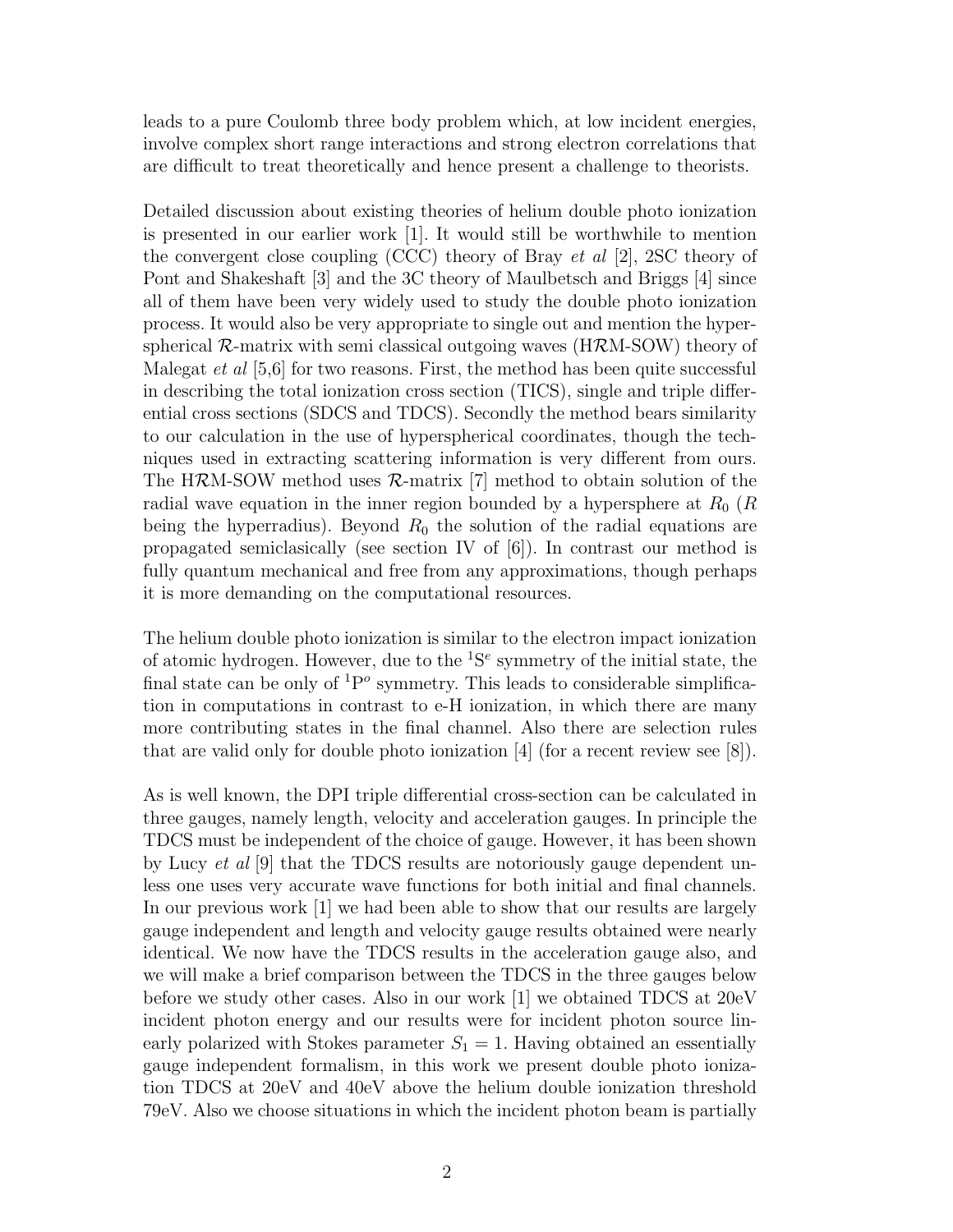leads to a pure Coulomb three body problem which, at low incident energies, involve complex short range interactions and strong electron correlations that are difficult to treat theoretically and hence present a challenge to theorists.

Detailed discussion about existing theories of helium double photo ionization is presented in our earlier work [1]. It would still be worthwhile to mention the convergent close coupling (CCC) theory of Bray *et al* [2], 2SC theory of Pont and Shakeshaft [3] and the 3C theory of Maulbetsch and Briggs [4] since all of them have been very widely used to study the double photo ionization process. It would also be very appropriate to single out and mention the hyperspherical $\mathcal{R}$-matrix with semi classical outgoing waves (H$\mathcal{R}$M-SOW) theory of Malegat *et al* [5,6] for two reasons. First, the method has been quite successful in describing the total ionization cross section (TICS), single and triple differential cross sections (SDCS and TDCS). Secondly the method bears similarity to our calculation in the use of hyperspherical coordinates, though the techniques used in extracting scattering information is very different from ours. The H$\mathcal{R}$M-SOW method uses $\mathcal{R}$-matrix [7] method to obtain solution of the radial wave equation in the inner region bounded by a hypersphere at $R_0$ ($R$ being the hyperradius). Beyond $R_0$ the solution of the radial equations are propagated semiclasically (see section IV of [6]). In contrast our method is fully quantum mechanical and free from any approximations, though perhaps it is more demanding on the computational resources.

The helium double photo ionization is similar to the electron impact ionization of atomic hydrogen. However, due to the $^1$S$^e$ symmetry of the initial state, the final state can be only of $^1$P$^o$ symmetry. This leads to considerable simplification in computations in contrast to e-H ionization, in which there are many more contributing states in the final channel. Also there are selection rules that are valid only for double photo ionization [4] (for a recent review see [8]).

As is well known, the DPI triple differential cross-section can be calculated in three gauges, namely length, velocity and acceleration gauges. In principle the TDCS must be independent of the choice of gauge. However, it has been shown by Lucy *et al* [9] that the TDCS results are notoriously gauge dependent unless one uses very accurate wave functions for both initial and final channels. In our previous work [1] we had been able to show that our results are largely gauge independent and length and velocity gauge results obtained were nearly identical. We now have the TDCS results in the acceleration gauge also, and we will make a brief comparison between the TDCS in the three gauges below before we study other cases. Also in our work [1] we obtained TDCS at 20eV incident photon energy and our results were for incident photon source linearly polarized with Stokes parameter $S_1 = 1$. Having obtained an essentially gauge independent formalism, in this work we present double photo ionization TDCS at 20eV and 40eV above the helium double ionization threshold 79eV. Also we choose situations in which the incident photon beam is partially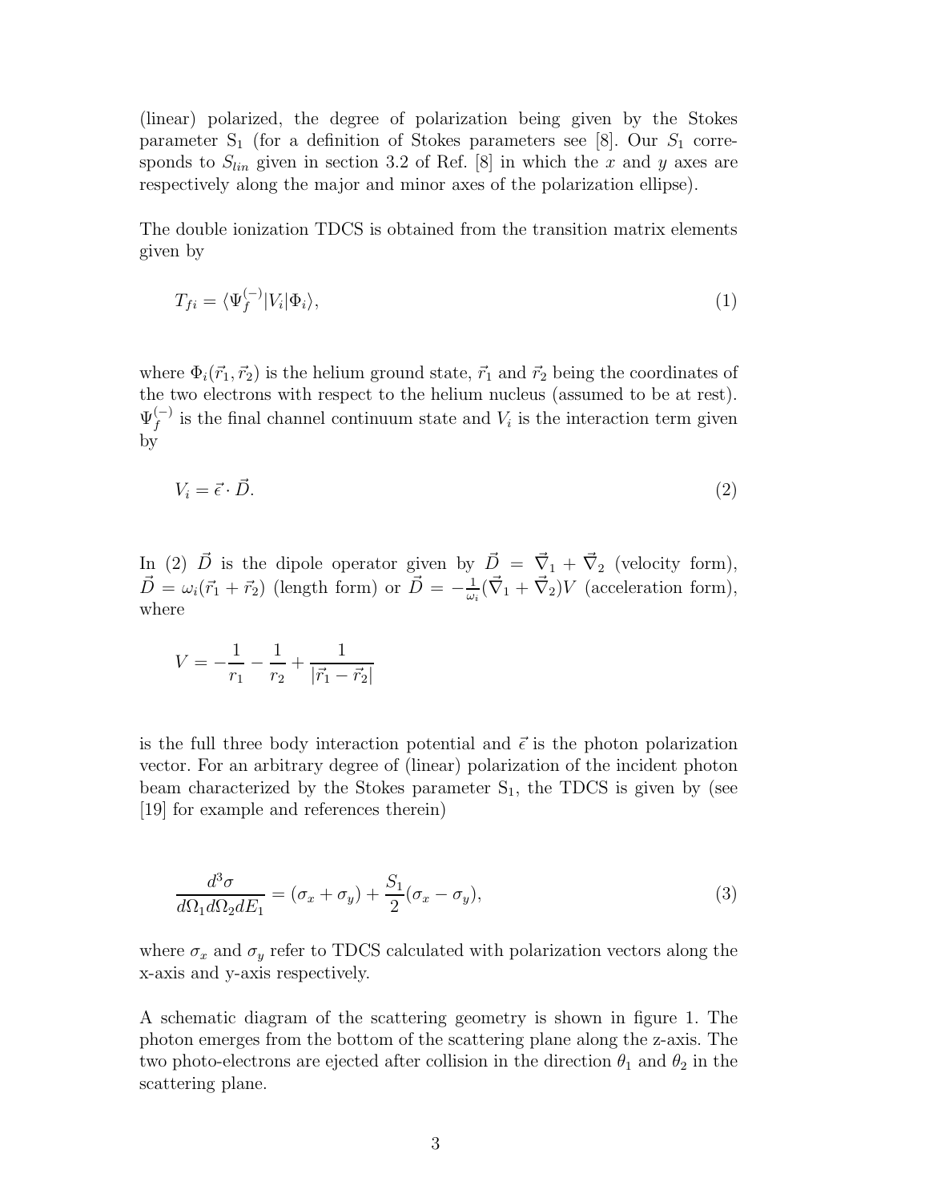(linear) polarized, the degree of polarization being given by the Stokes parameter $S_1$ (for a definition of Stokes parameters see [8]. Our $S_1$ corresponds to $S_{lin}$ given in section 3.2 of Ref. [8] in which the $x$ and $y$ axes are respectively along the major and minor axes of the polarization ellipse).

The double ionization TDCS is obtained from the transition matrix elements given by

$$T_{fi} = \langle \Psi_f^{(-)} | V_i | \Phi_i \rangle, \tag{1}$$

where $\Phi_i(\vec{r}_1, \vec{r}_2)$ is the helium ground state, $\vec{r}_1$ and $\vec{r}_2$ being the coordinates of the two electrons with respect to the helium nucleus (assumed to be at rest). $\Psi_f^{(-)}$ is the final channel continuum state and $V_i$ is the interaction term given by

$$V_i = \vec{\epsilon} \cdot \vec{D}. \tag{2}$$

In (2) $\vec{D}$ is the dipole operator given by $\vec{D} = \vec{\nabla}_1 + \vec{\nabla}_2$ (velocity form), $\vec{D} = \omega_i(\vec{r}_1 + \vec{r}_2)$ (length form) or $\vec{D} = -\frac{1}{\omega_i}(\vec{\nabla}_1 + \vec{\nabla}_2)V$ (acceleration form), where

$$V = -\frac{1}{r_1} - \frac{1}{r_2} + \frac{1}{|\vec{r}_1 - \vec{r}_2|}$$

is the full three body interaction potential and $\vec{\epsilon}$ is the photon polarization vector. For an arbitrary degree of (linear) polarization of the incident photon beam characterized by the Stokes parameter $S_1$, the TDCS is given by (see [19] for example and references therein)

$$\frac{d^3\sigma}{d\Omega_1 d\Omega_2 dE_1} = (\sigma_x + \sigma_y) + \frac{S_1}{2}(\sigma_x - \sigma_y), \tag{3}$$

where $\sigma_x$ and $\sigma_y$ refer to TDCS calculated with polarization vectors along the x-axis and y-axis respectively.

A schematic diagram of the scattering geometry is shown in figure 1. The photon emerges from the bottom of the scattering plane along the z-axis. The two photo-electrons are ejected after collision in the direction $\theta_1$ and $\theta_2$ in the scattering plane.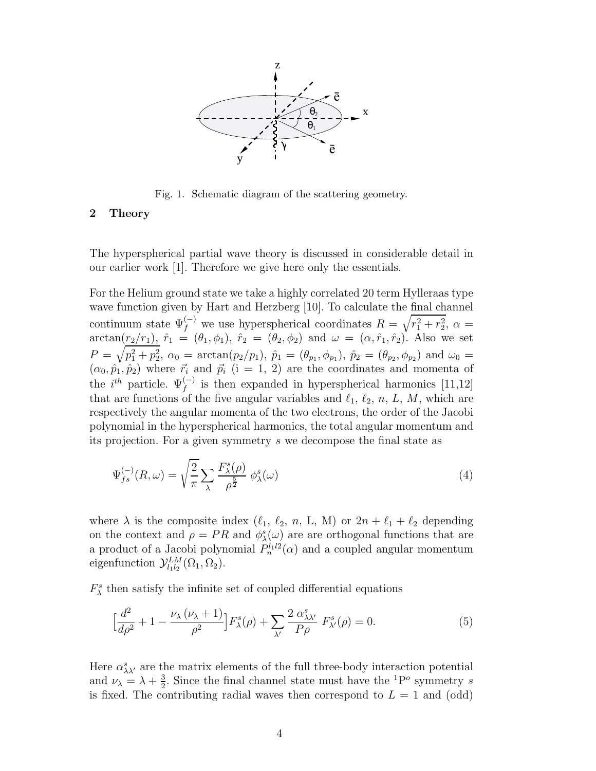Fig. 1. Schematic diagram of the scattering geometry.

## 2 Theory

The hyperspherical partial wave theory is discussed in considerable detail in our earlier work [1]. Therefore we give here only the essentials.

For the Helium ground state we take a highly correlated 20 term Hylleraas type wave function given by Hart and Herzberg [10]. To calculate the final channel continuum state $\Psi_f^{(-)}$ we use hyperspherical coordinates $R = \sqrt{r_1^2 + r_2^2}$, $\alpha = \arctan(r_2/r_1)$, $\hat{r}_1 = (\theta_1, \phi_1)$, $\hat{r}_2 = (\theta_2, \phi_2)$ and $\omega = (\alpha, \hat{r}_1, \hat{r}_2)$. Also we set $P = \sqrt{p_1^2 + p_2^2}$, $\alpha_0 = \arctan(p_2/p_1)$, $\hat{p}_1 = (\theta_{p_1}, \phi_{p_1})$, $\hat{p}_2 = (\theta_{p_2}, \phi_{p_2})$ and $\omega_0 = (\alpha_0, \hat{p}_1, \hat{p}_2)$ where $\vec{r}_i$ and $\vec{p}_i$ (i = 1, 2) are the coordinates and momenta of the $i^{th}$ particle. $\Psi_f^{(-)}$ is then expanded in hyperspherical harmonics [11,12] that are functions of the five angular variables and $\ell_1$, $\ell_2$, $n$, $L$, $M$, which are respectively the angular momenta of the two electrons, the order of the Jacobi polynomial in the hyperspherical harmonics, the total angular momentum and its projection. For a given symmetry $s$ we decompose the final state as

$$\Psi_{fs}^{(-)}(R, \omega) = \sqrt{\frac{2}{\pi}} \sum_{\lambda} \frac{F_{\lambda}^s(\rho)}{\rho^{\frac{5}{2}}} \, \phi_{\lambda}^s(\omega) \tag{4}$$

where $\lambda$ is the composite index ($\ell_1$, $\ell_2$, $n$, L, M) or $2n + \ell_1 + \ell_2$ depending on the context and $\rho = PR$ and $\phi_{\lambda}^s(\omega)$ are are orthogonal functions that are a product of a Jacobi polynomial $P_n^{l_1 l2}(\alpha)$ and a coupled angular momentum eigenfunction $\mathcal{Y}_{l_1 l_2}^{LM}(\Omega_1, \Omega_2)$.

$F_{\lambda}^s$ then satisfy the infinite set of coupled differential equations

$$\Big[\frac{d^2}{d\rho^2} + 1 - \frac{\nu_{\lambda}\,(\nu_{\lambda} + 1)}{\rho^2}\Big] F_{\lambda}^s(\rho) + \sum_{\lambda'} \frac{2\,\alpha_{\lambda\lambda'}^s}{P\rho}\; F_{\lambda'}^s(\rho) = 0. \tag{5}$$

Here $\alpha_{\lambda\lambda'}^s$ are the matrix elements of the full three-body interaction potential and $\nu_{\lambda} = \lambda + \frac{3}{2}$. Since the final channel state must have the $^1\mathrm{P}^o$ symmetry $s$ is fixed. The contributing radial waves then correspond to $L = 1$ and (odd)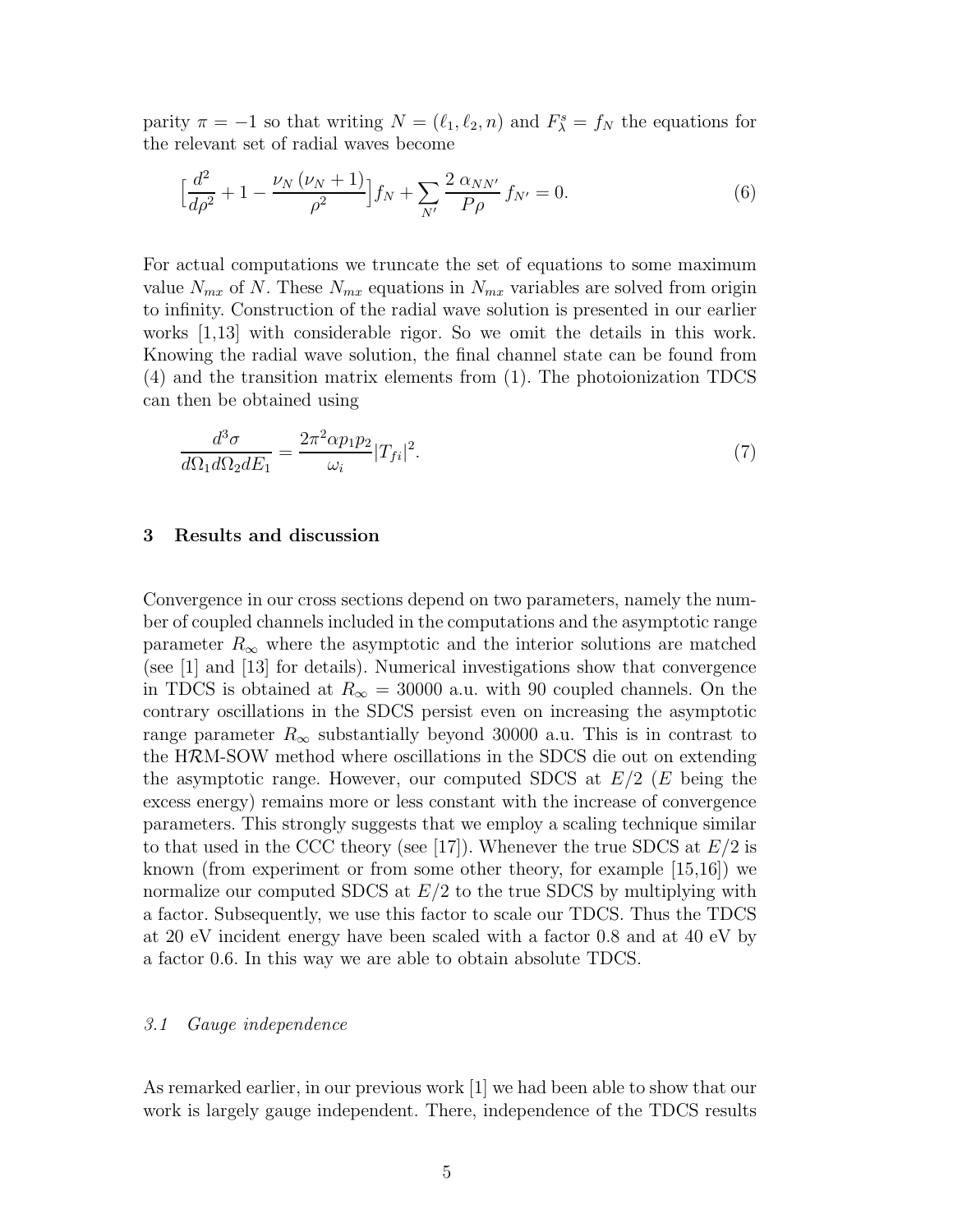parity $\pi = -1$ so that writing $N = (\ell_1, \ell_2, n)$ and $F^s_\lambda = f_N$ the equations for the relevant set of radial waves become

$$\Big[\frac{d^2}{d\rho^2} + 1 - \frac{\nu_N\,(\nu_N+1)}{\rho^2}\Big] f_N + \sum_{N'} \frac{2\,\alpha_{NN'}}{P\rho}\, f_{N'} = 0. \tag{6}$$

For actual computations we truncate the set of equations to some maximum value $N_{mx}$ of $N$. These $N_{mx}$ equations in $N_{mx}$ variables are solved from origin to infinity. Construction of the radial wave solution is presented in our earlier works [1,13] with considerable rigor. So we omit the details in this work. Knowing the radial wave solution, the final channel state can be found from (4) and the transition matrix elements from (1). The photoionization TDCS can then be obtained using

$$\frac{d^3\sigma}{d\Omega_1 d\Omega_2 dE_1} = \frac{2\pi^2\alpha p_1 p_2}{\omega_i}|T_{fi}|^2. \tag{7}$$

## 3 Results and discussion

Convergence in our cross sections depend on two parameters, namely the number of coupled channels included in the computations and the asymptotic range parameter $R_\infty$ where the asymptotic and the interior solutions are matched (see [1] and [13] for details). Numerical investigations show that convergence in TDCS is obtained at $R_\infty = 30000$ a.u. with 90 coupled channels. On the contrary oscillations in the SDCS persist even on increasing the asymptotic range parameter $R_\infty$ substantially beyond 30000 a.u. This is in contrast to the H$\mathcal{R}$M-SOW method where oscillations in the SDCS die out on extending the asymptotic range. However, our computed SDCS at $E/2$ ($E$ being the excess energy) remains more or less constant with the increase of convergence parameters. This strongly suggests that we employ a scaling technique similar to that used in the CCC theory (see [17]). Whenever the true SDCS at $E/2$ is known (from experiment or from some other theory, for example [15,16]) we normalize our computed SDCS at $E/2$ to the true SDCS by multiplying with a factor. Subsequently, we use this factor to scale our TDCS. Thus the TDCS at 20 eV incident energy have been scaled with a factor 0.8 and at 40 eV by a factor 0.6. In this way we are able to obtain absolute TDCS.

### *3.1 Gauge independence*

As remarked earlier, in our previous work [1] we had been able to show that our work is largely gauge independent. There, independence of the TDCS results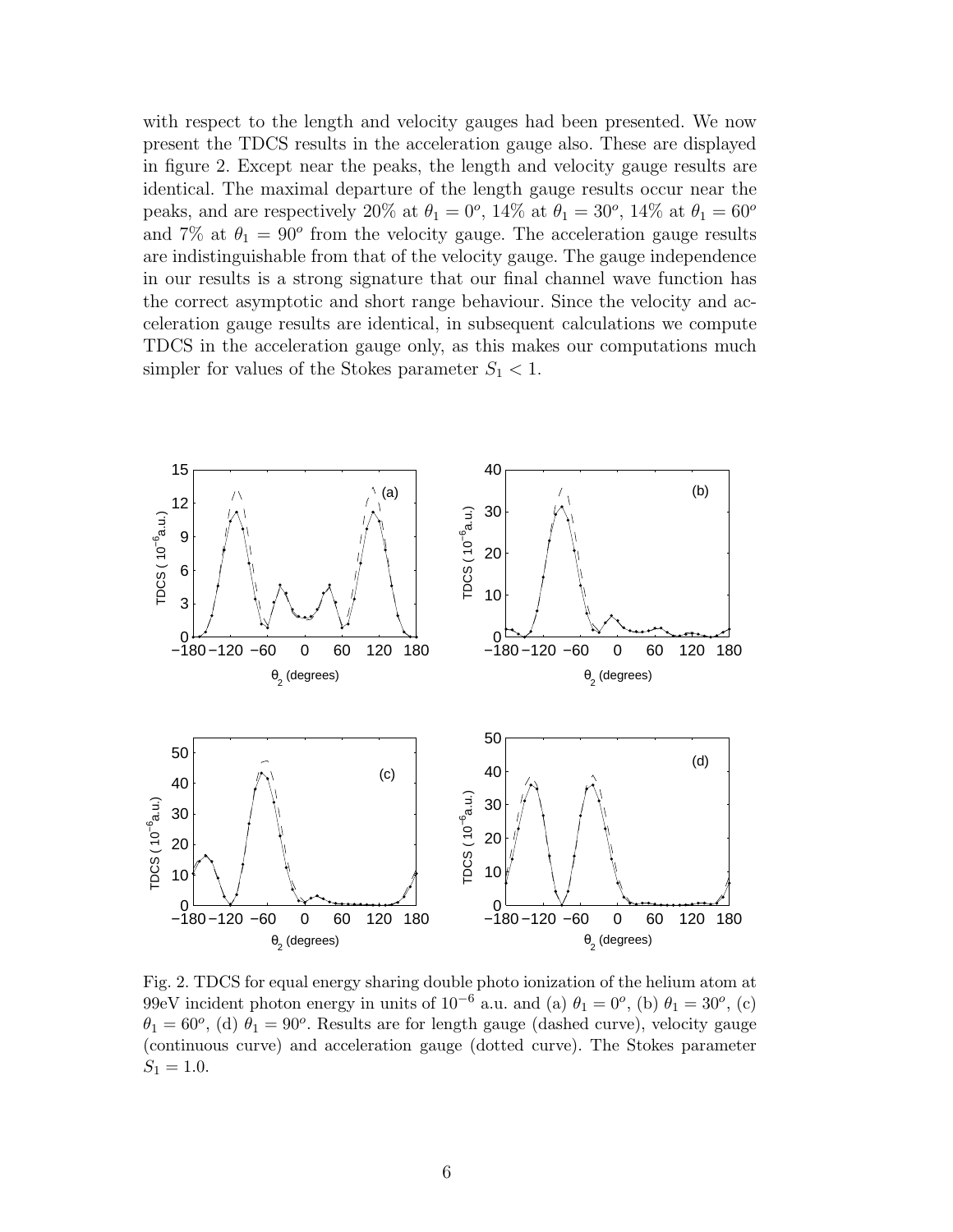with respect to the length and velocity gauges had been presented. We now present the TDCS results in the acceleration gauge also. These are displayed in figure 2. Except near the peaks, the length and velocity gauge results are identical. The maximal departure of the length gauge results occur near the peaks, and are respectively 20% at $\theta_1 = 0^o$, 14% at $\theta_1 = 30^o$, 14% at $\theta_1 = 60^o$ and 7% at $\theta_1 = 90^o$ from the velocity gauge. The acceleration gauge results are indistinguishable from that of the velocity gauge. The gauge independence in our results is a strong signature that our final channel wave function has the correct asymptotic and short range behaviour. Since the velocity and acceleration gauge results are identical, in subsequent calculations we compute TDCS in the acceleration gauge only, as this makes our computations much simpler for values of the Stokes parameter $S_1 < 1$.

Fig. 2. TDCS for equal energy sharing double photo ionization of the helium atom at 99eV incident photon energy in units of $10^{-6}$ a.u. and (a) $\theta_1 = 0^o$, (b) $\theta_1 = 30^o$, (c) $\theta_1 = 60^o$, (d) $\theta_1 = 90^o$. Results are for length gauge (dashed curve), velocity gauge (continuous curve) and acceleration gauge (dotted curve). The Stokes parameter $S_1 = 1.0$.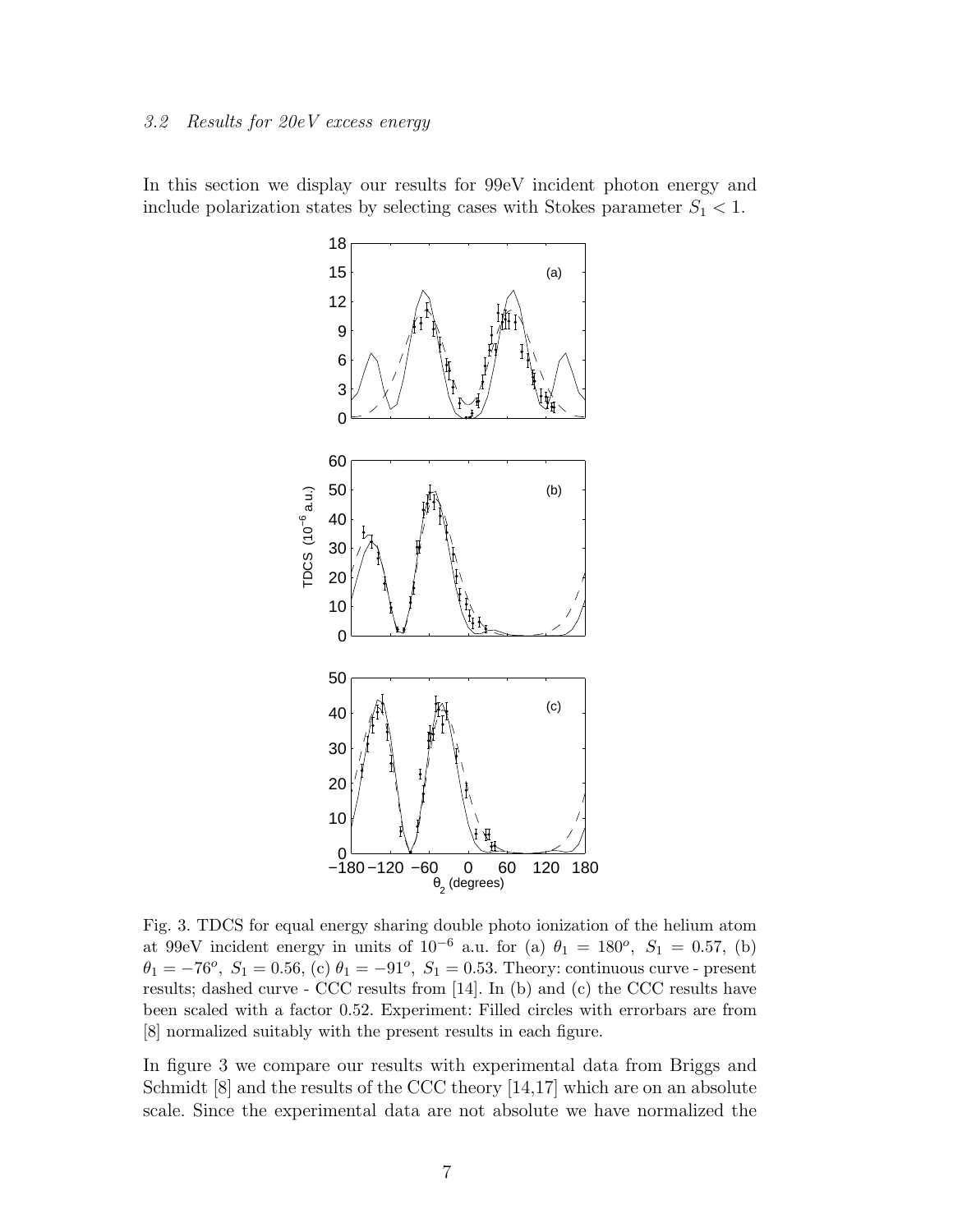### 3.2 Results for 20eV excess energy

In this section we display our results for 99eV incident photon energy and include polarization states by selecting cases with Stokes parameter $S_1 < 1$.

Fig. 3. TDCS for equal energy sharing double photo ionization of the helium atom at 99eV incident energy in units of $10^{-6}$ a.u. for (a) $\theta_1 = 180^o$, $S_1 = 0.57$, (b) $\theta_1 = -76^o$, $S_1 = 0.56$, (c) $\theta_1 = -91^o$, $S_1 = 0.53$. Theory: continuous curve - present results; dashed curve - CCC results from [14]. In (b) and (c) the CCC results have been scaled with a factor 0.52. Experiment: Filled circles with errorbars are from [8] normalized suitably with the present results in each figure.

In figure 3 we compare our results with experimental data from Briggs and Schmidt [8] and the results of the CCC theory [14,17] which are on an absolute scale. Since the experimental data are not absolute we have normalized the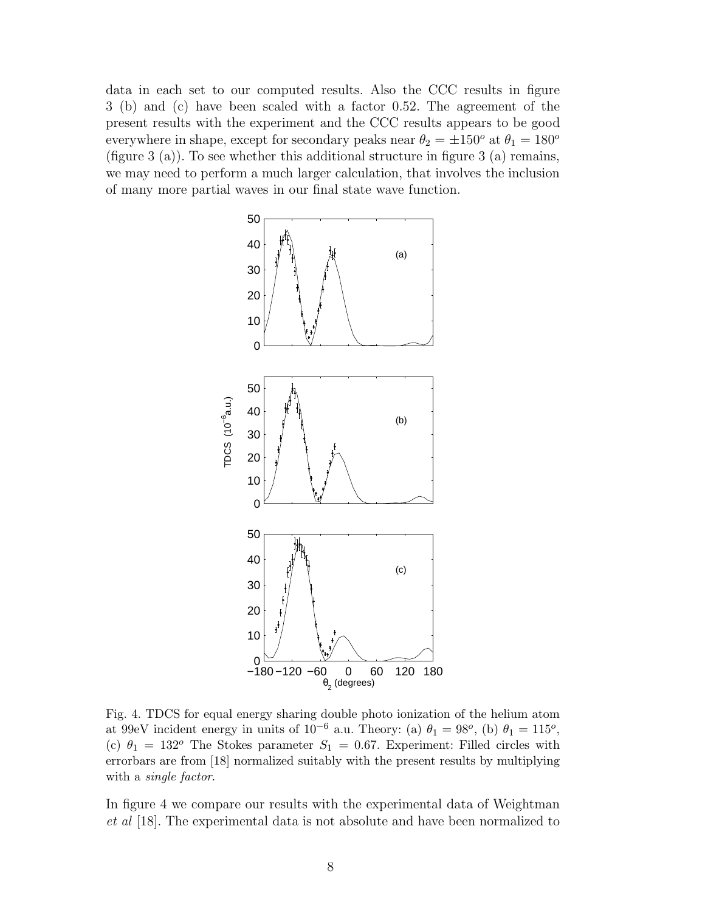data in each set to our computed results. Also the CCC results in figure 3 (b) and (c) have been scaled with a factor 0.52. The agreement of the present results with the experiment and the CCC results appears to be good everywhere in shape, except for secondary peaks near $\theta_2 = \pm 150^o$ at $\theta_1 = 180^o$ (figure 3 (a)). To see whether this additional structure in figure 3 (a) remains, we may need to perform a much larger calculation, that involves the inclusion of many more partial waves in our final state wave function.

Fig. 4. TDCS for equal energy sharing double photo ionization of the helium atom at 99eV incident energy in units of $10^{-6}$ a.u. Theory: (a) $\theta_1 = 98^o$, (b) $\theta_1 = 115^o$, (c) $\theta_1 = 132^o$ The Stokes parameter $S_1 = 0.67$. Experiment: Filled circles with errorbars are from [18] normalized suitably with the present results by multiplying with a *single factor*.

In figure 4 we compare our results with the experimental data of Weightman *et al* [18]. The experimental data is not absolute and have been normalized to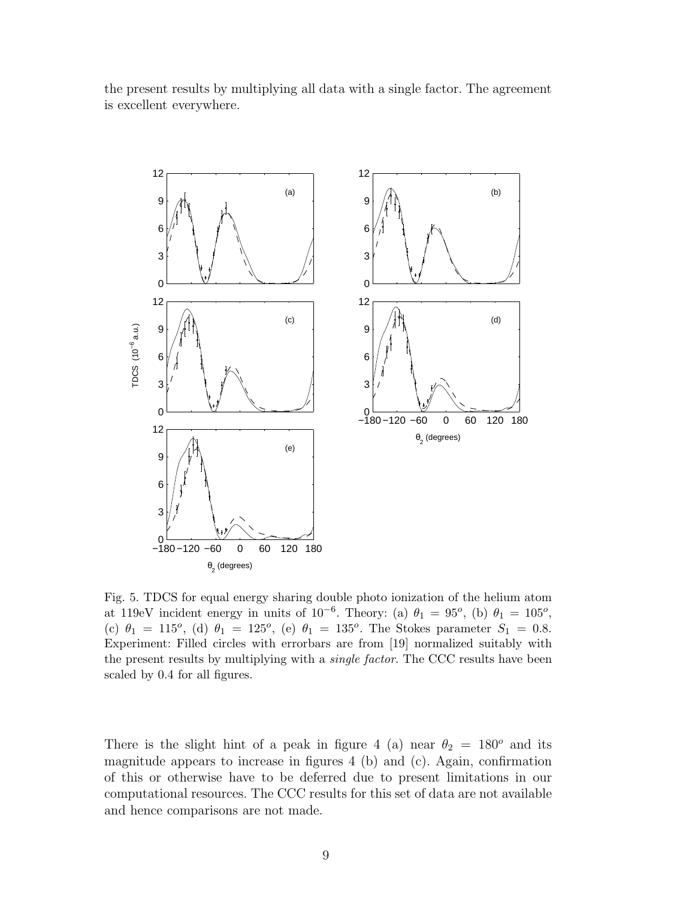the present results by multiplying all data with a single factor. The agreement is excellent everywhere.

Fig. 5. TDCS for equal energy sharing double photo ionization of the helium atom at 119eV incident energy in units of $10^{-6}$. Theory: (a) $\theta_1 = 95^o$, (b) $\theta_1 = 105^o$, (c) $\theta_1 = 115^o$, (d) $\theta_1 = 125^o$, (e) $\theta_1 = 135^o$. The Stokes parameter $S_1 = 0.8$. Experiment: Filled circles with errorbars are from [19] normalized suitably with the present results by multiplying with a *single factor*. The CCC results have been scaled by 0.4 for all figures.

There is the slight hint of a peak in figure 4 (a) near $\theta_2 = 180^o$ and its magnitude appears to increase in figures 4 (b) and (c). Again, confirmation of this or otherwise have to be deferred due to present limitations in our computational resources. The CCC results for this set of data are not available and hence comparisons are not made.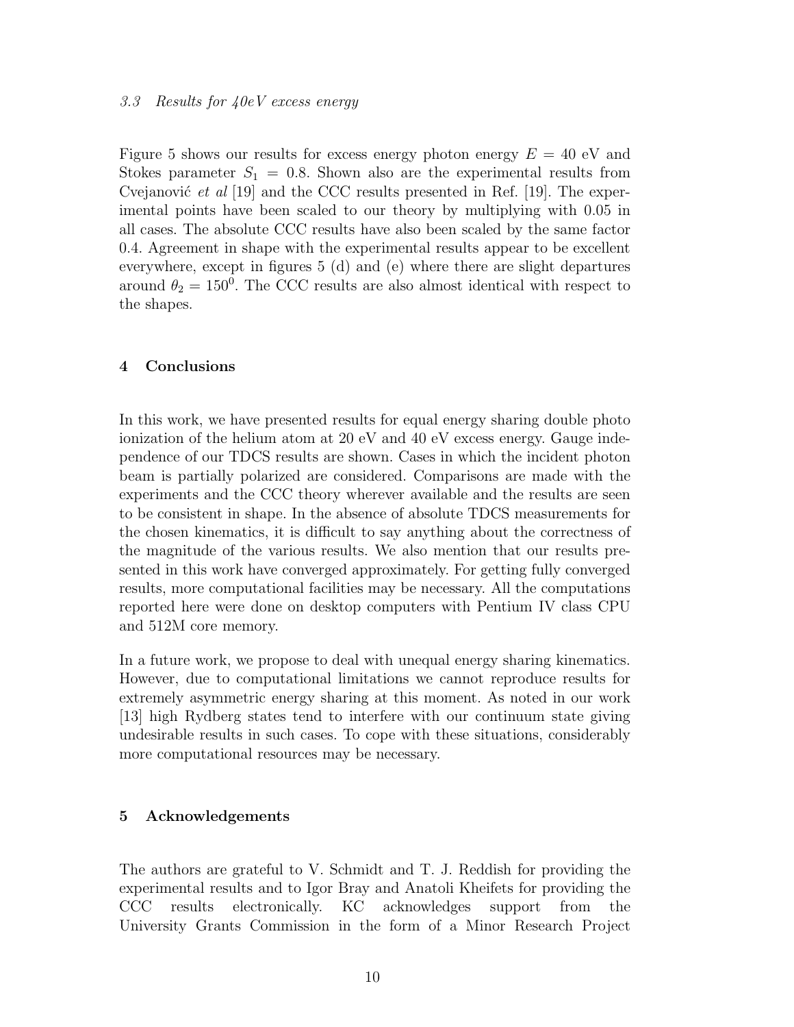### 3.3 *Results for 40eV excess energy*

Figure 5 shows our results for excess energy photon energy $E = 40$ eV and Stokes parameter $S_1 = 0.8$. Shown also are the experimental results from Cvejanović *et al* [19] and the CCC results presented in Ref. [19]. The experimental points have been scaled to our theory by multiplying with 0.05 in all cases. The absolute CCC results have also been scaled by the same factor 0.4. Agreement in shape with the experimental results appear to be excellent everywhere, except in figures 5 (d) and (e) where there are slight departures around $\theta_2 = 150^0$. The CCC results are also almost identical with respect to the shapes.

## 4 Conclusions

In this work, we have presented results for equal energy sharing double photo ionization of the helium atom at 20 eV and 40 eV excess energy. Gauge independence of our TDCS results are shown. Cases in which the incident photon beam is partially polarized are considered. Comparisons are made with the experiments and the CCC theory wherever available and the results are seen to be consistent in shape. In the absence of absolute TDCS measurements for the chosen kinematics, it is difficult to say anything about the correctness of the magnitude of the various results. We also mention that our results presented in this work have converged approximately. For getting fully converged results, more computational facilities may be necessary. All the computations reported here were done on desktop computers with Pentium IV class CPU and 512M core memory.

In a future work, we propose to deal with unequal energy sharing kinematics. However, due to computational limitations we cannot reproduce results for extremely asymmetric energy sharing at this moment. As noted in our work [13] high Rydberg states tend to interfere with our continuum state giving undesirable results in such cases. To cope with these situations, considerably more computational resources may be necessary.

## 5 Acknowledgements

The authors are grateful to V. Schmidt and T. J. Reddish for providing the experimental results and to Igor Bray and Anatoli Kheifets for providing the CCC results electronically. KC acknowledges support from the University Grants Commission in the form of a Minor Research Project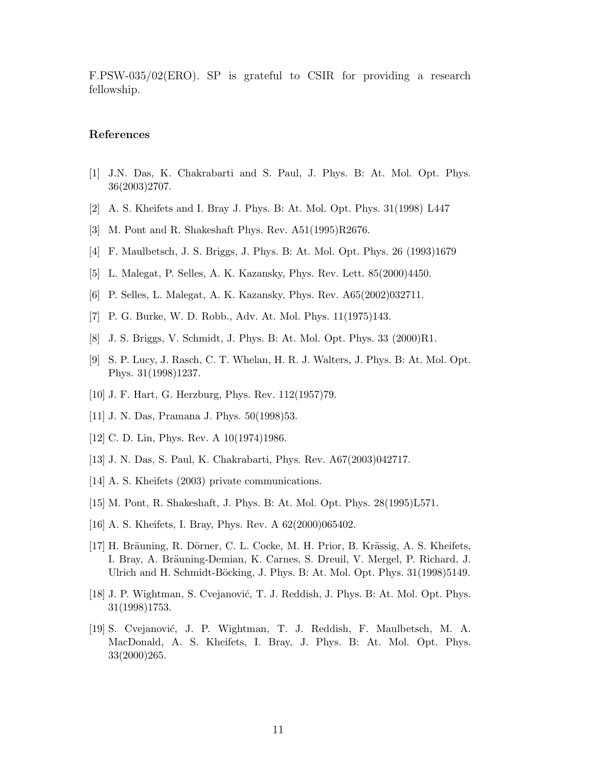F.PSW-035/02(ERO). SP is grateful to CSIR for providing a research fellowship.

## References

[1] J.N. Das, K. Chakrabarti and S. Paul, J. Phys. B: At. Mol. Opt. Phys. 36(2003)2707.

[2] A. S. Kheifets and I. Bray J. Phys. B: At. Mol. Opt. Phys. 31(1998) L447

[3] M. Pont and R. Shakeshaft Phys. Rev. A51(1995)R2676.

[4] F. Maulbetsch, J. S. Briggs, J. Phys. B: At. Mol. Opt. Phys. 26 (1993)1679

[5] L. Malegat, P. Selles, A. K. Kazansky, Phys. Rev. Lett. 85(2000)4450.

[6] P. Selles, L. Malegat, A. K. Kazansky, Phys. Rev. A65(2002)032711.

[7] P. G. Burke, W. D. Robb., Adv. At. Mol. Phys. 11(1975)143.

[8] J. S. Briggs, V. Schmidt, J. Phys. B: At. Mol. Opt. Phys. 33 (2000)R1.

[9] S. P. Lucy, J. Rasch, C. T. Whelan, H. R. J. Walters, J. Phys. B: At. Mol. Opt. Phys. 31(1998)1237.

[10] J. F. Hart, G. Herzburg, Phys. Rev. 112(1957)79.

[11] J. N. Das, Pramana J. Phys. 50(1998)53.

[12] C. D. Lin, Phys. Rev. A 10(1974)1986.

[13] J. N. Das, S. Paul, K. Chakrabarti, Phys. Rev. A67(2003)042717.

[14] A. S. Kheifets (2003) private communications.

[15] M. Pont, R. Shakeshaft, J. Phys. B: At. Mol. Opt. Phys. 28(1995)L571.

[16] A. S. Kheifets, I. Bray, Phys. Rev. A 62(2000)065402.

[17] H. Bräuning, R. Dörner, C. L. Cocke, M. H. Prior, B. Krässig, A. S. Kheifets, I. Bray, A. Bräuning-Demian, K. Carnes, S. Dreuil, V. Mergel, P. Richard, J. Ulrich and H. Schmidt-Böcking, J. Phys. B: At. Mol. Opt. Phys. 31(1998)5149.

[18] J. P. Wightman, S. Cvejanović, T. J. Reddish, J. Phys. B: At. Mol. Opt. Phys. 31(1998)1753.

[19] S. Cvejanović, J. P. Wightman, T. J. Reddish, F. Maulbetsch, M. A. MacDonald, A. S. Kheifets, I. Bray, J. Phys. B: At. Mol. Opt. Phys. 33(2000)265.